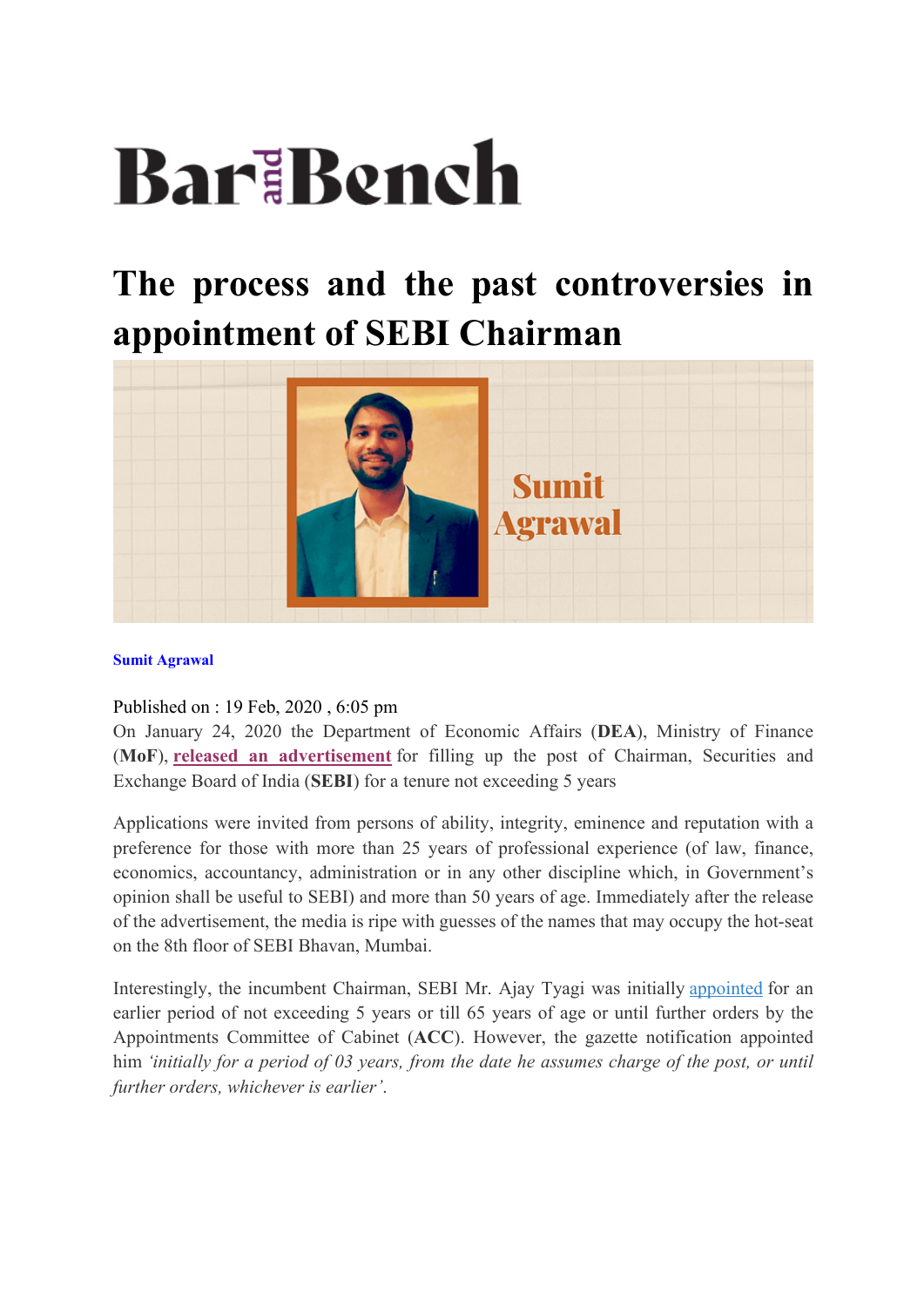Bar and Bench

# The process and the past controversies in appointment of SEBI Chairman

**Sumit Agrawal**

Published on : 19 Feb, 2020 , 6:05 pm

On January 24, 2020 the Department of Economic Affairs (**DEA**), Ministry of Finance (**MoF**), **released an advertisement** for filling up the post of Chairman, Securities and Exchange Board of India (**SEBI**) for a tenure not exceeding 5 years

Applications were invited from persons of ability, integrity, eminence and reputation with a preference for those with more than 25 years of professional experience (of law, finance, economics, accountancy, administration or in any other discipline which, in Government's opinion shall be useful to SEBI) and more than 50 years of age. Immediately after the release of the advertisement, the media is ripe with guesses of the names that may occupy the hot-seat on the 8th floor of SEBI Bhavan, Mumbai.

Interestingly, the incumbent Chairman, SEBI Mr. Ajay Tyagi was initially appointed for an earlier period of not exceeding 5 years or till 65 years of age or until further orders by the Appointments Committee of Cabinet (**ACC**). However, the gazette notification appointed him *'initially for a period of 03 years, from the date he assumes charge of the post, or until further orders, whichever is earlier'*.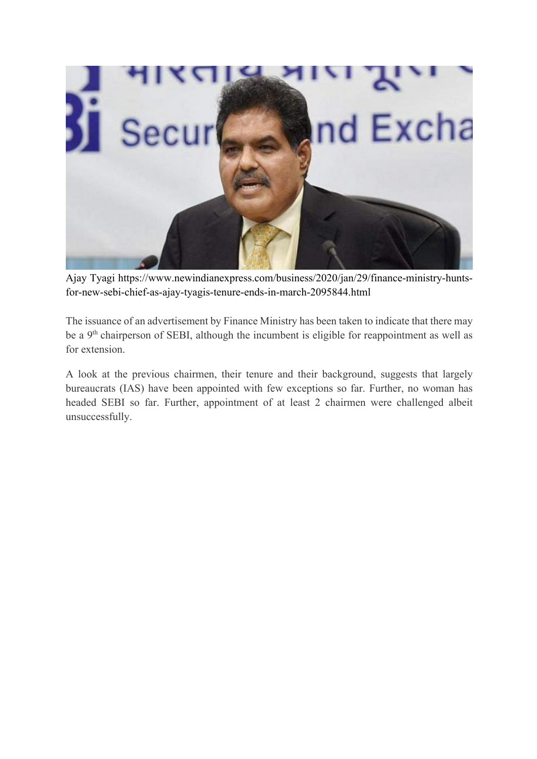Ajay Tyagi https://www.newindianexpress.com/business/2020/jan/29/finance-ministry-hunts-for-new-sebi-chief-as-ajay-tyagis-tenure-ends-in-march-2095844.html

The issuance of an advertisement by Finance Ministry has been taken to indicate that there may be a 9th chairperson of SEBI, although the incumbent is eligible for reappointment as well as for extension.

A look at the previous chairmen, their tenure and their background, suggests that largely bureaucrats (IAS) have been appointed with few exceptions so far. Further, no woman has headed SEBI so far. Further, appointment of at least 2 chairmen were challenged albeit unsuccessfully.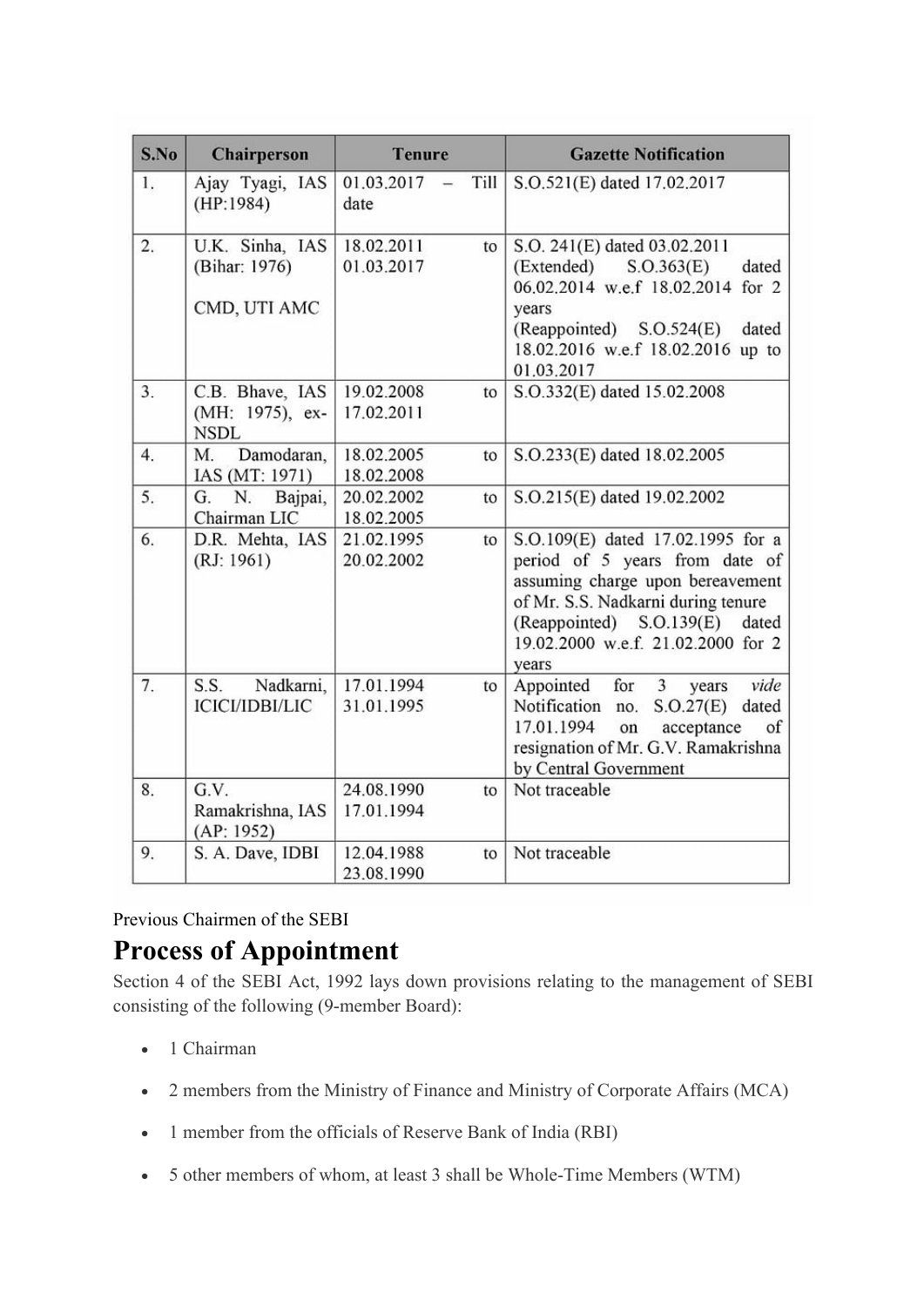| S.No | Chairperson | Tenure | Gazette Notification |
|---|---|---|---|
| 1. | Ajay Tyagi, IAS (HP:1984) | 01.03.2017 – Till date | S.O.521(E) dated 17.02.2017 |
| 2. | U.K. Sinha, IAS (Bihar: 1976) CMD, UTI AMC | 18.02.2011 to 01.03.2017 | S.O. 241(E) dated 03.02.2011 (Extended) S.O.363(E) dated 06.02.2014 w.e.f 18.02.2014 for 2 years (Reappointed) S.O.524(E) dated 18.02.2016 w.e.f 18.02.2016 up to 01.03.2017 |
| 3. | C.B. Bhave, IAS (MH: 1975), ex-NSDL | 19.02.2008 to 17.02.2011 | S.O.332(E) dated 15.02.2008 |
| 4. | M. Damodaran, IAS (MT: 1971) | 18.02.2005 to 18.02.2008 | S.O.233(E) dated 18.02.2005 |
| 5. | G. N. Bajpai, Chairman LIC | 20.02.2002 to 18.02.2005 | S.O.215(E) dated 19.02.2002 |
| 6. | D.R. Mehta, IAS (RJ: 1961) | 21.02.1995 to 20.02.2002 | S.O.109(E) dated 17.02.1995 for a period of 5 years from date of assuming charge upon bereavement of Mr. S.S. Nadkarni during tenure (Reappointed) S.O.139(E) dated 19.02.2000 w.e.f. 21.02.2000 for 2 years |
| 7. | S.S. Nadkarni, ICICI/IDBI/LIC | 17.01.1994 to 31.01.1995 | Appointed for 3 years *vide* Notification no. S.O.27(E) dated 17.01.1994 on acceptance of resignation of Mr. G.V. Ramakrishna by Central Government |
| 8. | G.V. Ramakrishna, IAS (AP: 1952) | 24.08.1990 to 17.01.1994 | Not traceable |
| 9. | S. A. Dave, IDBI | 12.04.1988 to 23.08.1990 | Not traceable |

Previous Chairmen of the SEBI

# Process of Appointment

Section 4 of the SEBI Act, 1992 lays down provisions relating to the management of SEBI consisting of the following (9-member Board):

- 1 Chairman
- 2 members from the Ministry of Finance and Ministry of Corporate Affairs (MCA)
- 1 member from the officials of Reserve Bank of India (RBI)
- 5 other members of whom, at least 3 shall be Whole-Time Members (WTM)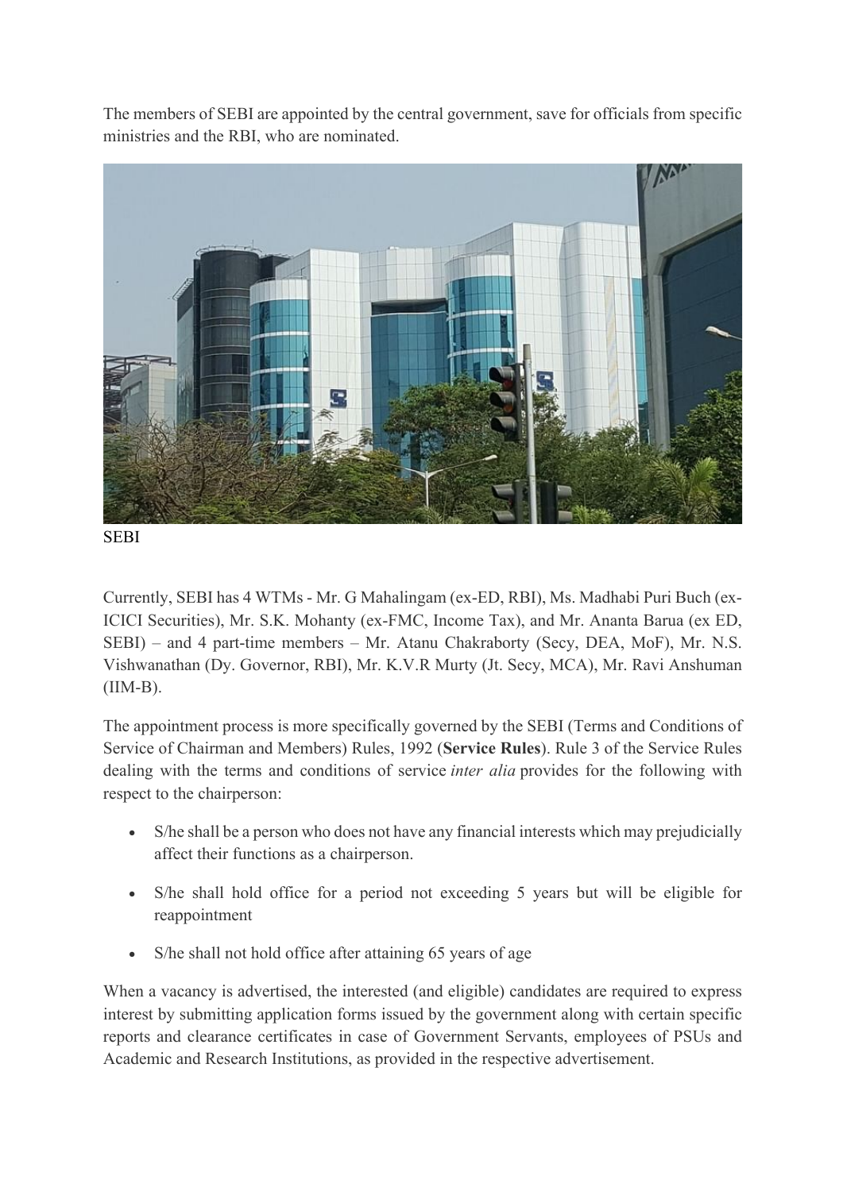The members of SEBI are appointed by the central government, save for officials from specific ministries and the RBI, who are nominated.

SEBI

Currently, SEBI has 4 WTMs - Mr. G Mahalingam (ex-ED, RBI), Ms. Madhabi Puri Buch (ex-ICICI Securities), Mr. S.K. Mohanty (ex-FMC, Income Tax), and Mr. Ananta Barua (ex ED, SEBI) – and 4 part-time members – Mr. Atanu Chakraborty (Secy, DEA, MoF), Mr. N.S. Vishwanathan (Dy. Governor, RBI), Mr. K.V.R Murty (Jt. Secy, MCA), Mr. Ravi Anshuman (IIM-B).

The appointment process is more specifically governed by the SEBI (Terms and Conditions of Service of Chairman and Members) Rules, 1992 (**Service Rules**). Rule 3 of the Service Rules dealing with the terms and conditions of service *inter alia* provides for the following with respect to the chairperson:

- S/he shall be a person who does not have any financial interests which may prejudicially affect their functions as a chairperson.
- S/he shall hold office for a period not exceeding 5 years but will be eligible for reappointment
- S/he shall not hold office after attaining 65 years of age

When a vacancy is advertised, the interested (and eligible) candidates are required to express interest by submitting application forms issued by the government along with certain specific reports and clearance certificates in case of Government Servants, employees of PSUs and Academic and Research Institutions, as provided in the respective advertisement.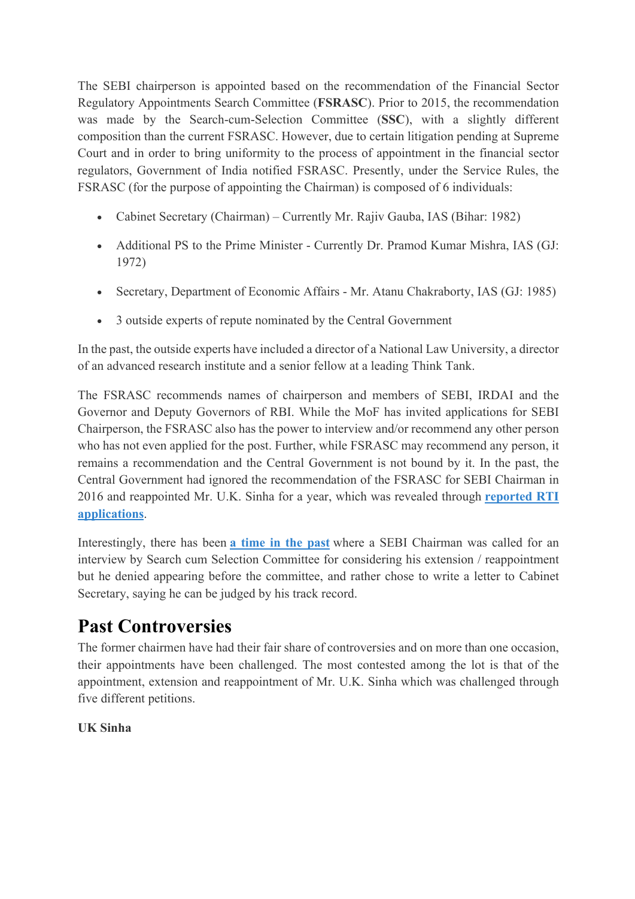The SEBI chairperson is appointed based on the recommendation of the Financial Sector Regulatory Appointments Search Committee (**FSRASC**). Prior to 2015, the recommendation was made by the Search-cum-Selection Committee (**SSC**), with a slightly different composition than the current FSRASC. However, due to certain litigation pending at Supreme Court and in order to bring uniformity to the process of appointment in the financial sector regulators, Government of India notified FSRASC. Presently, under the Service Rules, the FSRASC (for the purpose of appointing the Chairman) is composed of 6 individuals:

- Cabinet Secretary (Chairman) – Currently Mr. Rajiv Gauba, IAS (Bihar: 1982)
- Additional PS to the Prime Minister - Currently Dr. Pramod Kumar Mishra, IAS (GJ: 1972)
- Secretary, Department of Economic Affairs - Mr. Atanu Chakraborty, IAS (GJ: 1985)
- 3 outside experts of repute nominated by the Central Government

In the past, the outside experts have included a director of a National Law University, a director of an advanced research institute and a senior fellow at a leading Think Tank.

The FSRASC recommends names of chairperson and members of SEBI, IRDAI and the Governor and Deputy Governors of RBI. While the MoF has invited applications for SEBI Chairperson, the FSRASC also has the power to interview and/or recommend any other person who has not even applied for the post. Further, while FSRASC may recommend any person, it remains a recommendation and the Central Government is not bound by it. In the past, the Central Government had ignored the recommendation of the FSRASC for SEBI Chairman in 2016 and reappointed Mr. U.K. Sinha for a year, which was revealed through **reported RTI applications**.

Interestingly, there has been **a time in the past** where a SEBI Chairman was called for an interview by Search cum Selection Committee for considering his extension / reappointment but he denied appearing before the committee, and rather chose to write a letter to Cabinet Secretary, saying he can be judged by his track record.

## Past Controversies

The former chairmen have had their fair share of controversies and on more than one occasion, their appointments have been challenged. The most contested among the lot is that of the appointment, extension and reappointment of Mr. U.K. Sinha which was challenged through five different petitions.

**UK Sinha**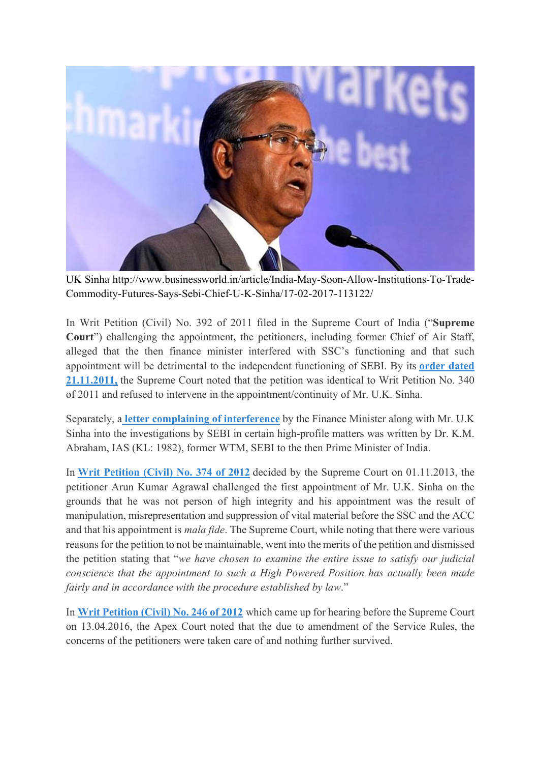UK Sinha http://www.businessworld.in/article/India-May-Soon-Allow-Institutions-To-Trade-Commodity-Futures-Says-Sebi-Chief-U-K-Sinha/17-02-2017-113122/

In Writ Petition (Civil) No. 392 of 2011 filed in the Supreme Court of India ("**Supreme Court**") challenging the appointment, the petitioners, including former Chief of Air Staff, alleged that the then finance minister interfered with SSC's functioning and that such appointment will be detrimental to the independent functioning of SEBI. By its **order dated 21.11.2011,** the Supreme Court noted that the petition was identical to Writ Petition No. 340 of 2011 and refused to intervene in the appointment/continuity of Mr. U.K. Sinha.

Separately, a **letter complaining of interference** by the Finance Minister along with Mr. U.K Sinha into the investigations by SEBI in certain high-profile matters was written by Dr. K.M. Abraham, IAS (KL: 1982), former WTM, SEBI to the then Prime Minister of India.

In **Writ Petition (Civil) No. 374 of 2012** decided by the Supreme Court on 01.11.2013, the petitioner Arun Kumar Agrawal challenged the first appointment of Mr. U.K. Sinha on the grounds that he was not person of high integrity and his appointment was the result of manipulation, misrepresentation and suppression of vital material before the SSC and the ACC and that his appointment is *mala fide*. The Supreme Court, while noting that there were various reasons for the petition to not be maintainable, went into the merits of the petition and dismissed the petition stating that "*we have chosen to examine the entire issue to satisfy our judicial conscience that the appointment to such a High Powered Position has actually been made fairly and in accordance with the procedure established by law*."

In **Writ Petition (Civil) No. 246 of 2012** which came up for hearing before the Supreme Court on 13.04.2016, the Apex Court noted that the due to amendment of the Service Rules, the concerns of the petitioners were taken care of and nothing further survived.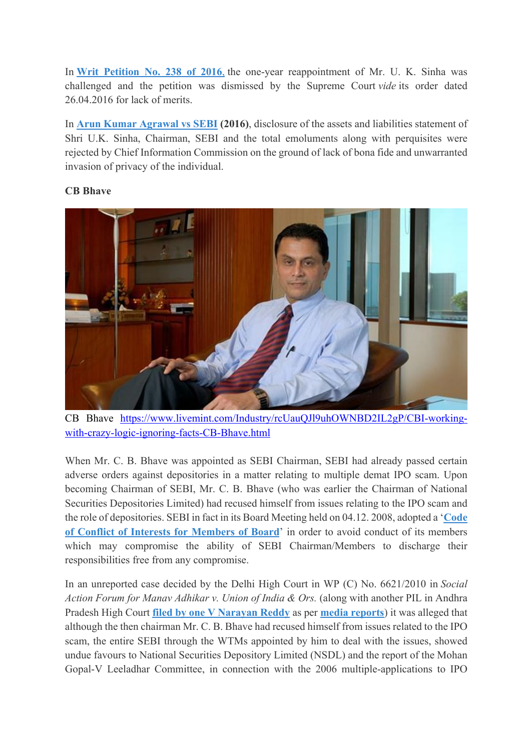In **Writ Petition No. 238 of 2016**, the one-year reappointment of Mr. U. K. Sinha was challenged and the petition was dismissed by the Supreme Court *vide* its order dated 26.04.2016 for lack of merits.

In **Arun Kumar Agrawal vs SEBI** **(2016)**, disclosure of the assets and liabilities statement of Shri U.K. Sinha, Chairman, SEBI and the total emoluments along with perquisites were rejected by Chief Information Commission on the ground of lack of bona fide and unwarranted invasion of privacy of the individual.

**CB Bhave**

CB Bhave https://www.livemint.com/Industry/rcUauQJl9uhOWNBD2IL2gP/CBI-working-with-crazy-logic-ignoring-facts-CB-Bhave.html

When Mr. C. B. Bhave was appointed as SEBI Chairman, SEBI had already passed certain adverse orders against depositories in a matter relating to multiple demat IPO scam. Upon becoming Chairman of SEBI, Mr. C. B. Bhave (who was earlier the Chairman of National Securities Depositories Limited) had recused himself from issues relating to the IPO scam and the role of depositories. SEBI in fact in its Board Meeting held on 04.12. 2008, adopted a '**Code of Conflict of Interests for Members of Board**' in order to avoid conduct of its members which may compromise the ability of SEBI Chairman/Members to discharge their responsibilities free from any compromise.

In an unreported case decided by the Delhi High Court in WP (C) No. 6621/2010 in *Social Action Forum for Manav Adhikar v. Union of India & Ors.* (along with another PIL in Andhra Pradesh High Court **filed by one V Narayan Reddy** as per **media reports**) it was alleged that although the then chairman Mr. C. B. Bhave had recused himself from issues related to the IPO scam, the entire SEBI through the WTMs appointed by him to deal with the issues, showed undue favours to National Securities Depository Limited (NSDL) and the report of the Mohan Gopal-V Leeladhar Committee, in connection with the 2006 multiple-applications to IPO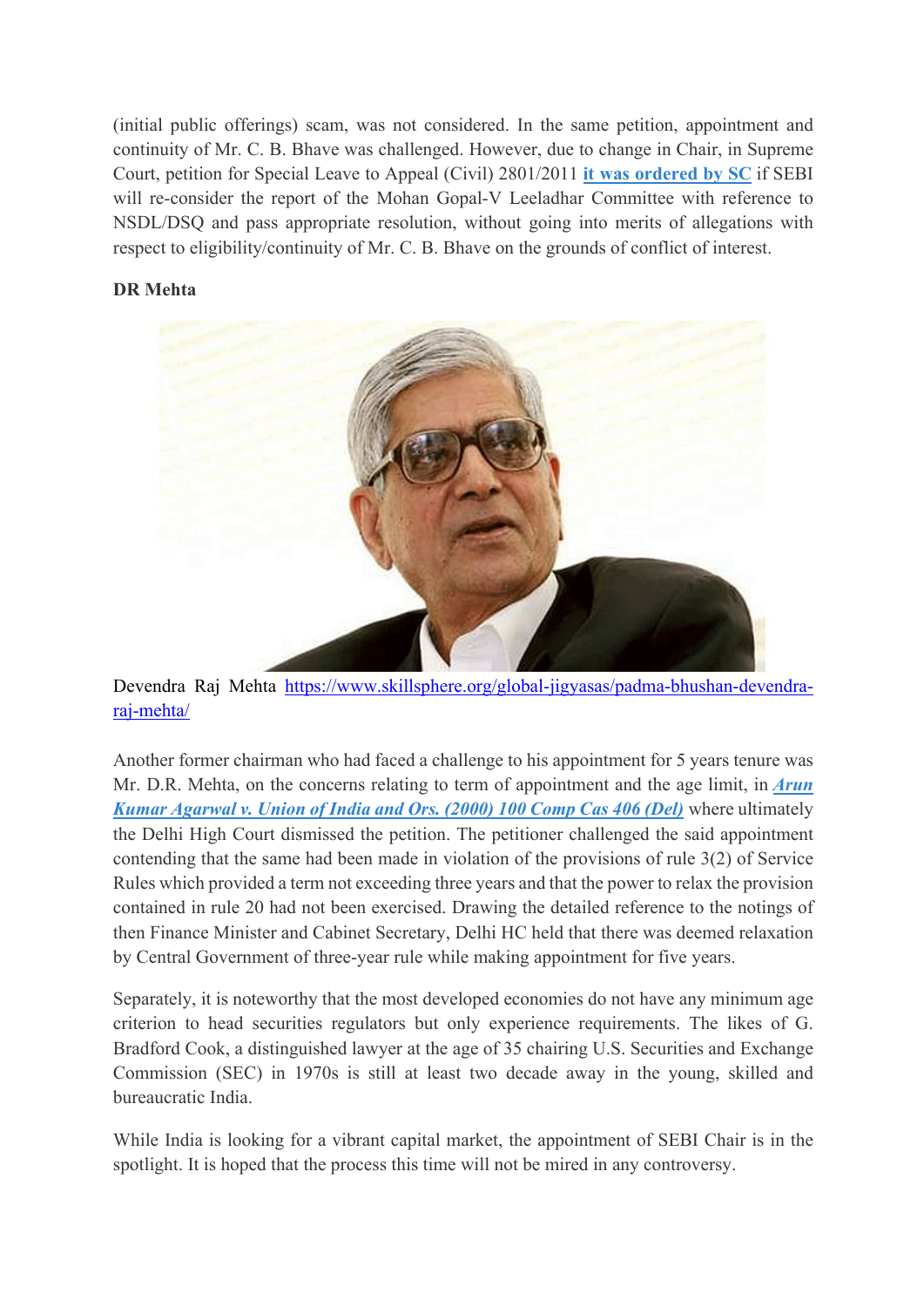(initial public offerings) scam, was not considered. In the same petition, appointment and continuity of Mr. C. B. Bhave was challenged. However, due to change in Chair, in Supreme Court, petition for Special Leave to Appeal (Civil) 2801/2011 **it was ordered by SC** if SEBI will re-consider the report of the Mohan Gopal-V Leeladhar Committee with reference to NSDL/DSQ and pass appropriate resolution, without going into merits of allegations with respect to eligibility/continuity of Mr. C. B. Bhave on the grounds of conflict of interest.

**DR Mehta**

Devendra Raj Mehta https://www.skillsphere.org/global-jigyasas/padma-bhushan-devendra-raj-mehta/

Another former chairman who had faced a challenge to his appointment for 5 years tenure was Mr. D.R. Mehta, on the concerns relating to term of appointment and the age limit, in ***Arun Kumar Agarwal v. Union of India and Ors. (2000) 100 Comp Cas 406 (Del)*** where ultimately the Delhi High Court dismissed the petition. The petitioner challenged the said appointment contending that the same had been made in violation of the provisions of rule 3(2) of Service Rules which provided a term not exceeding three years and that the power to relax the provision contained in rule 20 had not been exercised. Drawing the detailed reference to the notings of then Finance Minister and Cabinet Secretary, Delhi HC held that there was deemed relaxation by Central Government of three-year rule while making appointment for five years.

Separately, it is noteworthy that the most developed economies do not have any minimum age criterion to head securities regulators but only experience requirements. The likes of G. Bradford Cook, a distinguished lawyer at the age of 35 chairing U.S. Securities and Exchange Commission (SEC) in 1970s is still at least two decade away in the young, skilled and bureaucratic India.

While India is looking for a vibrant capital market, the appointment of SEBI Chair is in the spotlight. It is hoped that the process this time will not be mired in any controversy.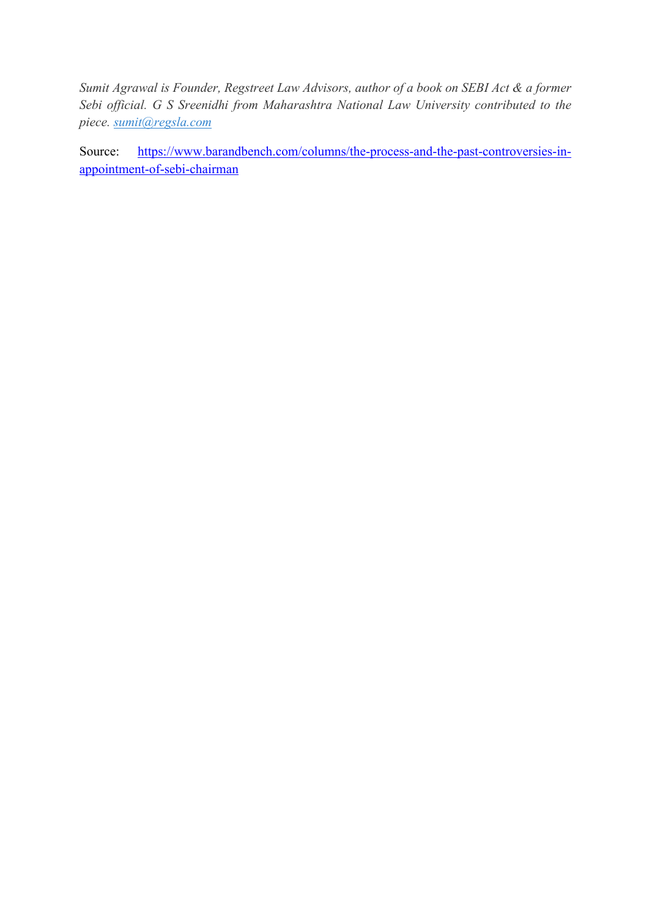*Sumit Agrawal is Founder, Regstreet Law Advisors, author of a book on SEBI Act & a former Sebi official. G S Sreenidhi from Maharashtra National Law University contributed to the piece. sumit@regsla.com*

Source: https://www.barandbench.com/columns/the-process-and-the-past-controversies-in-appointment-of-sebi-chairman